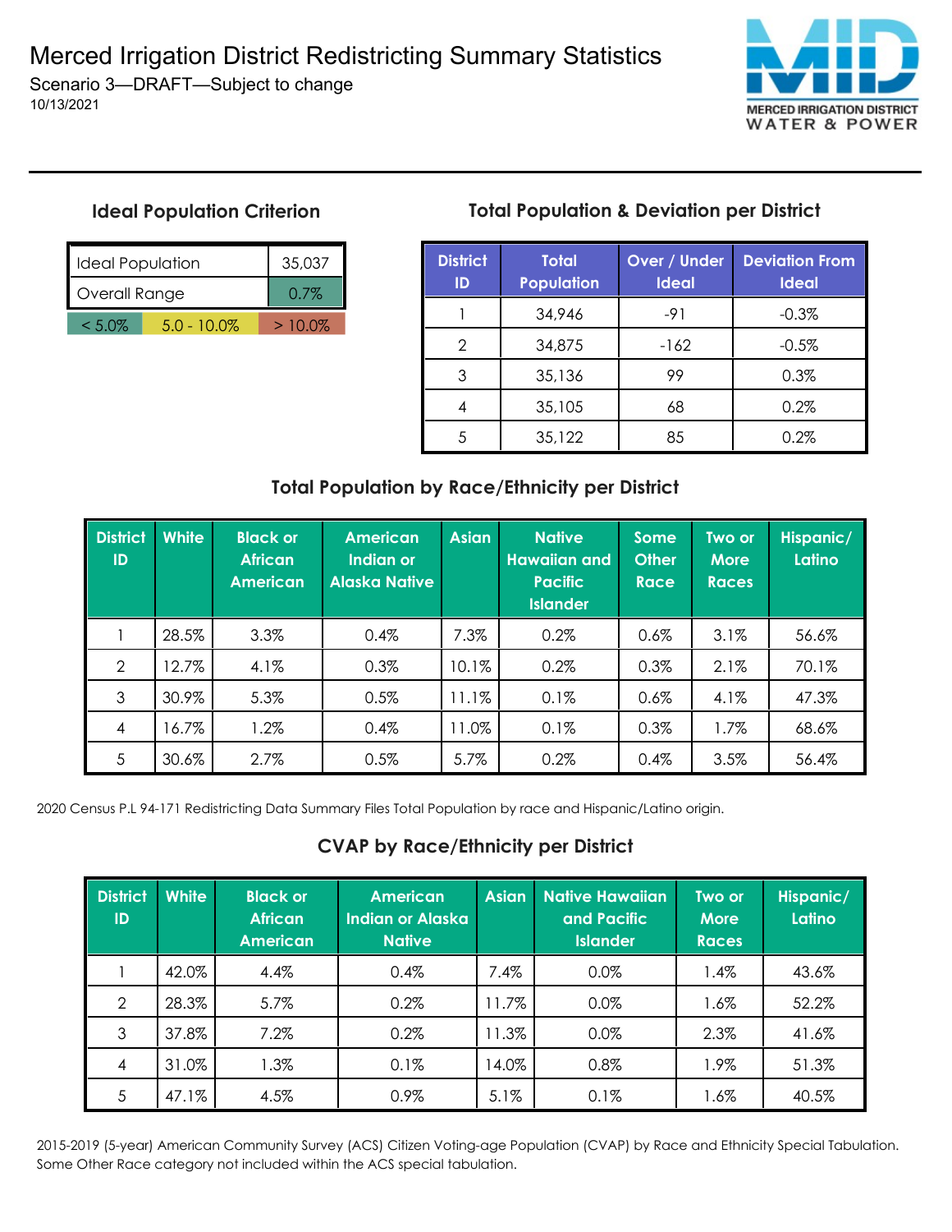# Merced Irrigation District Redistricting Summary Statistics

Scenario 3—DRAFT—Subject to change

10/13/2021

MERCED IRRIGATION DISTRICT
WATER & POWER

### Ideal Population Criterion

| Ideal Population | 35,037 |
|---|---|
| Overall Range | 0.7% |

| < 5.0% | 5.0 - 10.0% | > 10.0% |
|---|---|---|

### Total Population & Deviation per District

| District ID | Total Population | Over / Under Ideal | Deviation From Ideal |
|---|---|---|---|
| 1 | 34,946 | -91 | -0.3% |
| 2 | 34,875 | -162 | -0.5% |
| 3 | 35,136 | 99 | 0.3% |
| 4 | 35,105 | 68 | 0.2% |
| 5 | 35,122 | 85 | 0.2% |

### Total Population by Race/Ethnicity per District

| District ID | White | Black or African American | American Indian or Alaska Native | Asian | Native Hawaiian and Pacific Islander | Some Other Race | Two or More Races | Hispanic/ Latino |
|---|---|---|---|---|---|---|---|---|
| 1 | 28.5% | 3.3% | 0.4% | 7.3% | 0.2% | 0.6% | 3.1% | 56.6% |
| 2 | 12.7% | 4.1% | 0.3% | 10.1% | 0.2% | 0.3% | 2.1% | 70.1% |
| 3 | 30.9% | 5.3% | 0.5% | 11.1% | 0.1% | 0.6% | 4.1% | 47.3% |
| 4 | 16.7% | 1.2% | 0.4% | 11.0% | 0.1% | 0.3% | 1.7% | 68.6% |
| 5 | 30.6% | 2.7% | 0.5% | 5.7% | 0.2% | 0.4% | 3.5% | 56.4% |

2020 Census P.L 94-171 Redistricting Data Summary Files Total Population by race and Hispanic/Latino origin.

### CVAP by Race/Ethnicity per District

| District ID | White | Black or African American | American Indian or Alaska Native | Asian | Native Hawaiian and Pacific Islander | Two or More Races | Hispanic/ Latino |
|---|---|---|---|---|---|---|---|
| 1 | 42.0% | 4.4% | 0.4% | 7.4% | 0.0% | 1.4% | 43.6% |
| 2 | 28.3% | 5.7% | 0.2% | 11.7% | 0.0% | 1.6% | 52.2% |
| 3 | 37.8% | 7.2% | 0.2% | 11.3% | 0.0% | 2.3% | 41.6% |
| 4 | 31.0% | 1.3% | 0.1% | 14.0% | 0.8% | 1.9% | 51.3% |
| 5 | 47.1% | 4.5% | 0.9% | 5.1% | 0.1% | 1.6% | 40.5% |

2015-2019 (5-year) American Community Survey (ACS) Citizen Voting-age Population (CVAP) by Race and Ethnicity Special Tabulation. Some Other Race category not included within the ACS special tabulation.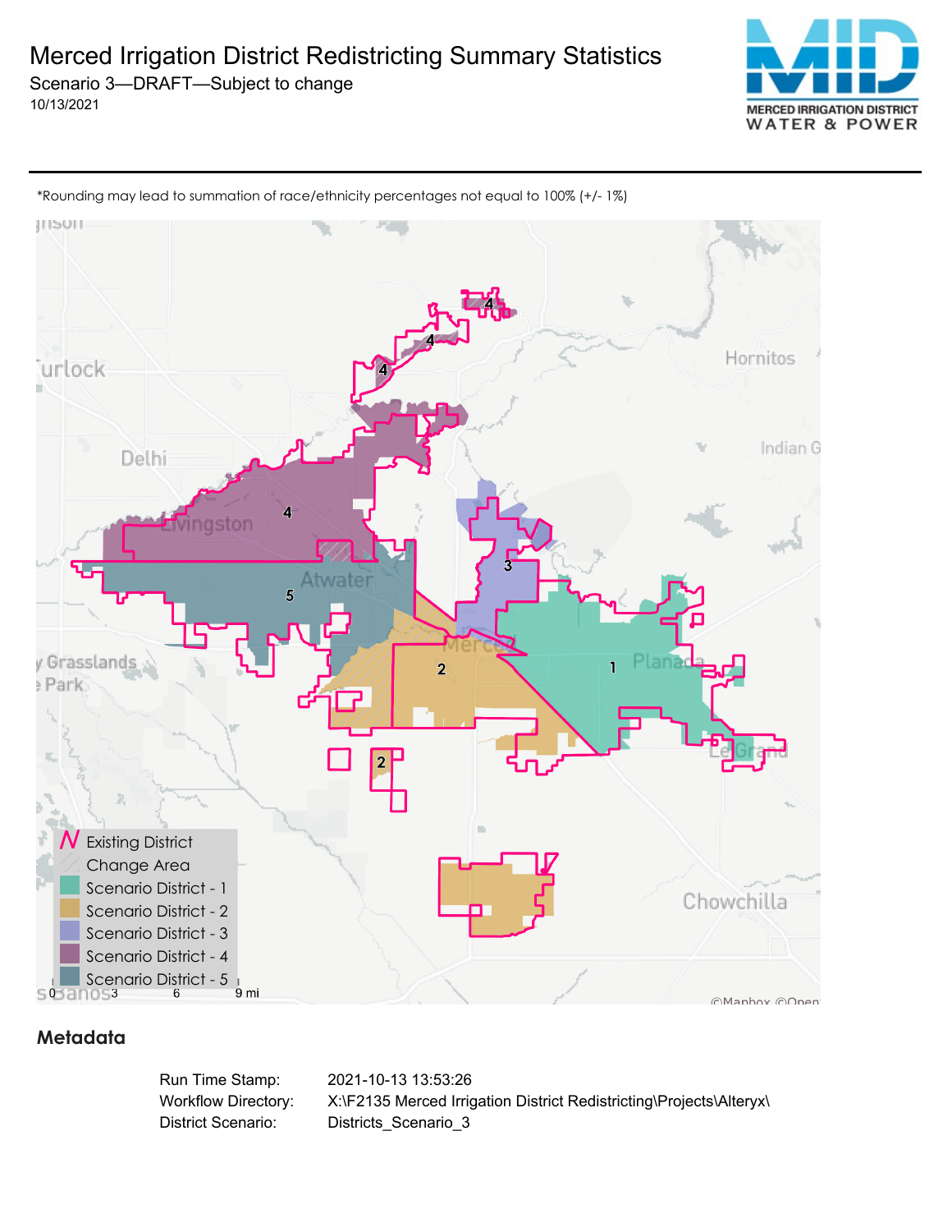# Merced Irrigation District Redistricting Summary Statistics

Scenario 3—DRAFT—Subject to change

10/13/2021

MERCED IRRIGATION DISTRICT
WATER & POWER

*Rounding may lead to summation of race/ethnicity percentages not equal to 100% (+/- 1%)

Existing District
Change Area
Scenario District - 1
Scenario District - 2
Scenario District - 3
Scenario District - 4
Scenario District - 5

0 3 6 9 mi

©Mapbox ©Open

## Metadata

| | |
|---|---|
| Run Time Stamp: | 2021-10-13 13:53:26 |
| Workflow Directory: | X:\F2135 Merced Irrigation District Redistricting\Projects\Alteryx\ |
| District Scenario: | Districts_Scenario_3 |